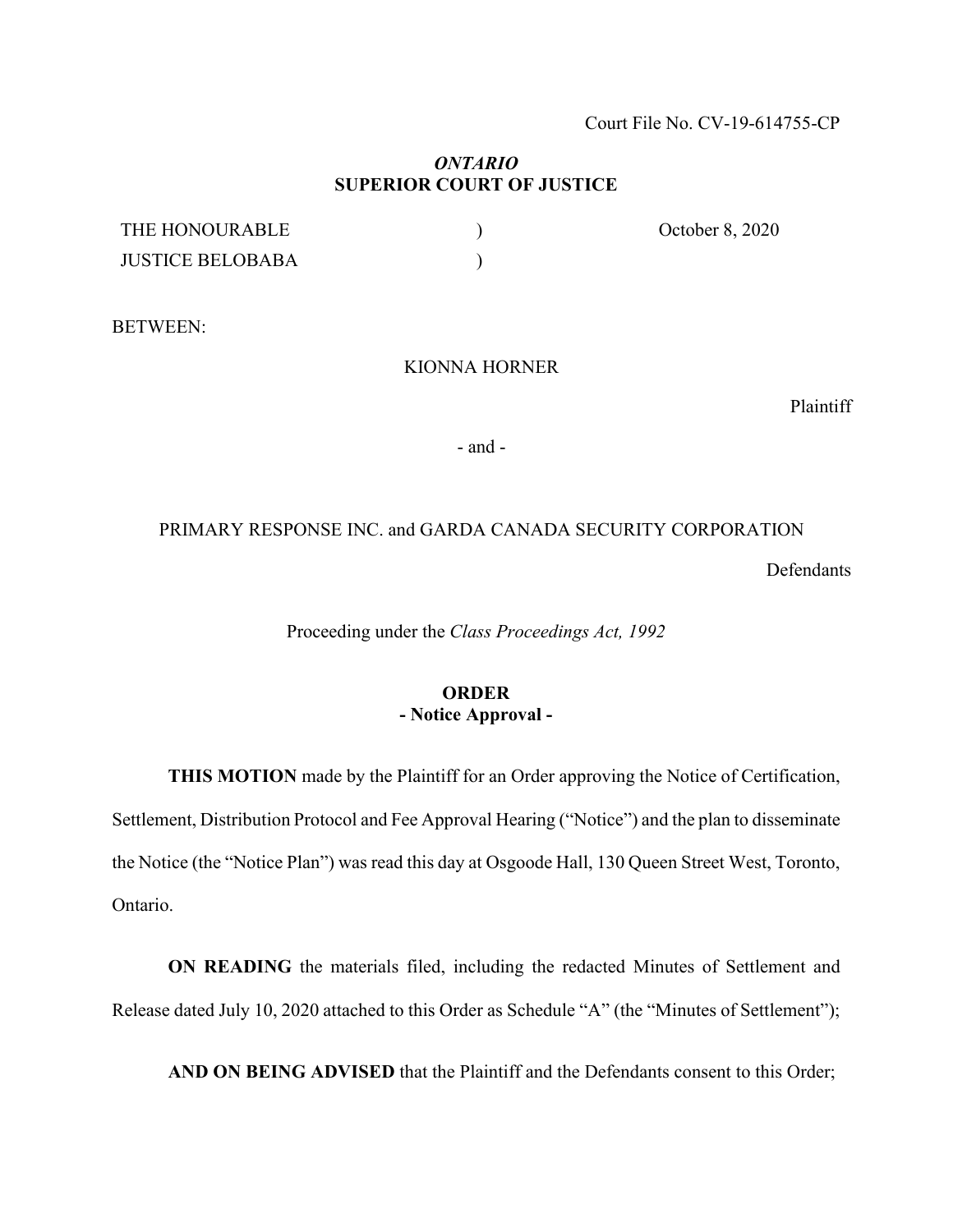Court File No. CV-19-614755-CP

***ONTARIO***
**SUPERIOR COURT OF JUSTICE**

| | | |
|---|---|---|
| THE HONOURABLE | ) | October 8, 2020 |
| JUSTICE BELOBABA | ) | |

BETWEEN:

KIONNA HORNER

Plaintiff

\- and -

PRIMARY RESPONSE INC. and GARDA CANADA SECURITY CORPORATION

Defendants

Proceeding under the *Class Proceedings Act, 1992*

**ORDER**
**- Notice Approval -**

**THIS MOTION** made by the Plaintiff for an Order approving the Notice of Certification, Settlement, Distribution Protocol and Fee Approval Hearing ("Notice") and the plan to disseminate the Notice (the "Notice Plan") was read this day at Osgoode Hall, 130 Queen Street West, Toronto, Ontario.

**ON READING** the materials filed, including the redacted Minutes of Settlement and Release dated July 10, 2020 attached to this Order as Schedule "A" (the "Minutes of Settlement");

**AND ON BEING ADVISED** that the Plaintiff and the Defendants consent to this Order;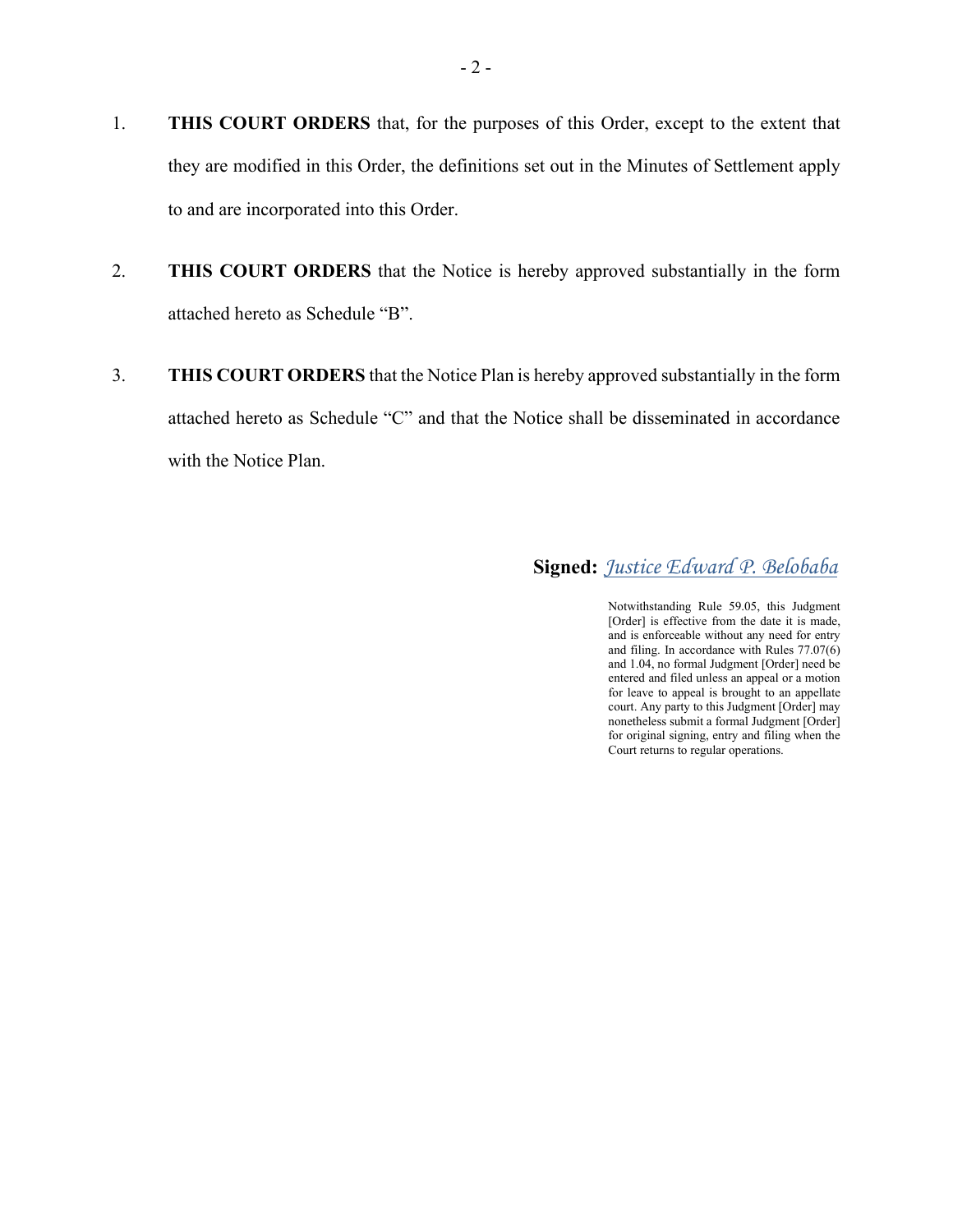1. **THIS COURT ORDERS** that, for the purposes of this Order, except to the extent that they are modified in this Order, the definitions set out in the Minutes of Settlement apply to and are incorporated into this Order.

2. **THIS COURT ORDERS** that the Notice is hereby approved substantially in the form attached hereto as Schedule "B".

3. **THIS COURT ORDERS** that the Notice Plan is hereby approved substantially in the form attached hereto as Schedule "C" and that the Notice shall be disseminated in accordance with the Notice Plan.

**Signed:** *Justice Edward P. Belobaba*

Notwithstanding Rule 59.05, this Judgment [Order] is effective from the date it is made, and is enforceable without any need for entry and filing. In accordance with Rules 77.07(6) and 1.04, no formal Judgment [Order] need be entered and filed unless an appeal or a motion for leave to appeal is brought to an appellate court. Any party to this Judgment [Order] may nonetheless submit a formal Judgment [Order] for original signing, entry and filing when the Court returns to regular operations.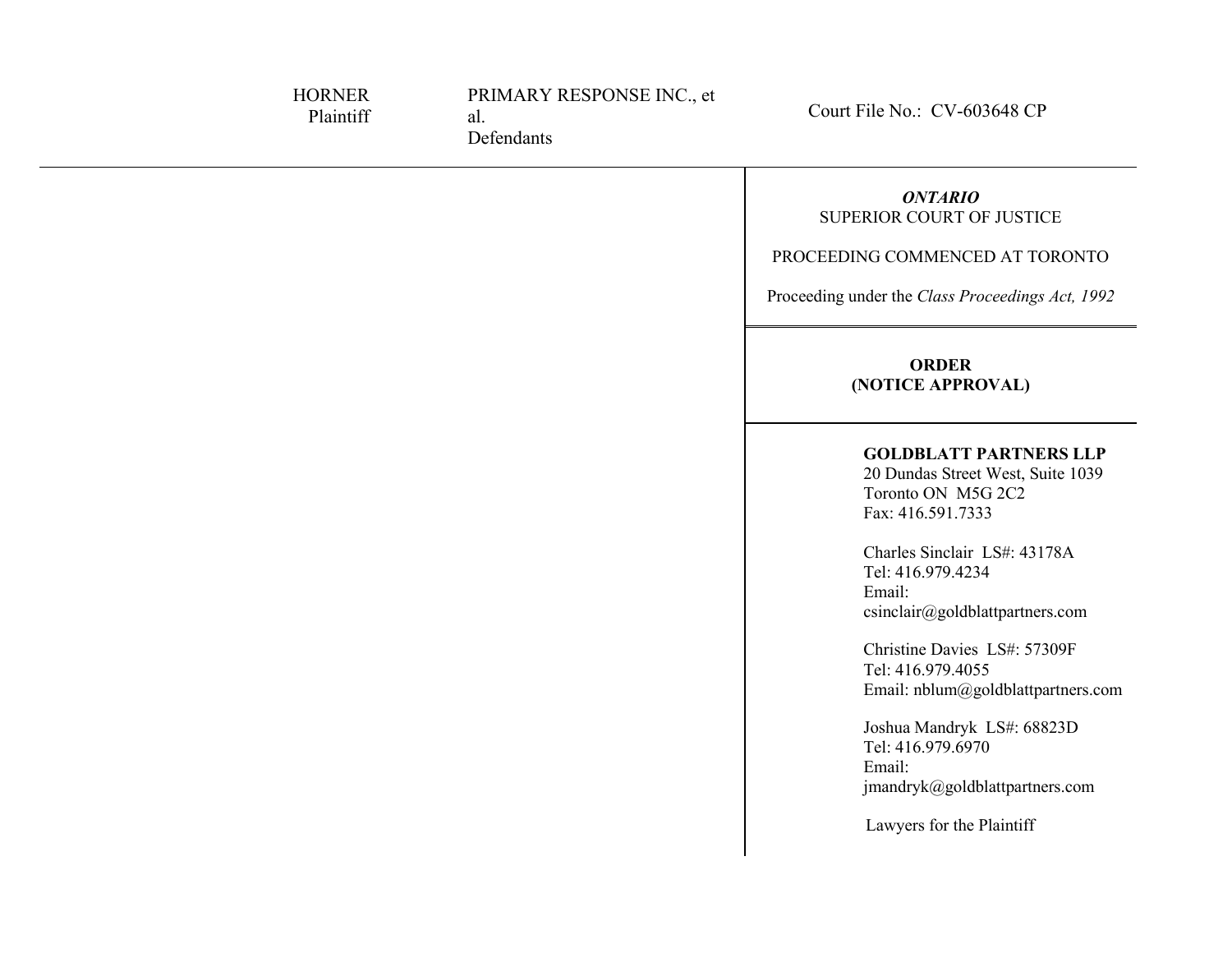HORNER
Plaintiff

PRIMARY RESPONSE INC., et al.
Defendants

Court File No.: CV-603648 CP

***ONTARIO***
SUPERIOR COURT OF JUSTICE

PROCEEDING COMMENCED AT TORONTO

Proceeding under the *Class Proceedings Act, 1992*

**ORDER**
**(NOTICE APPROVAL)**

**GOLDBLATT PARTNERS LLP**
20 Dundas Street West, Suite 1039
Toronto ON M5G 2C2
Fax: 416.591.7333

Charles Sinclair LS#: 43178A
Tel: 416.979.4234
Email:
csinclair@goldblattpartners.com

Christine Davies LS#: 57309F
Tel: 416.979.4055
Email: nblum@goldblattpartners.com

Joshua Mandryk LS#: 68823D
Tel: 416.979.6970
Email:
jmandryk@goldblattpartners.com

Lawyers for the Plaintiff